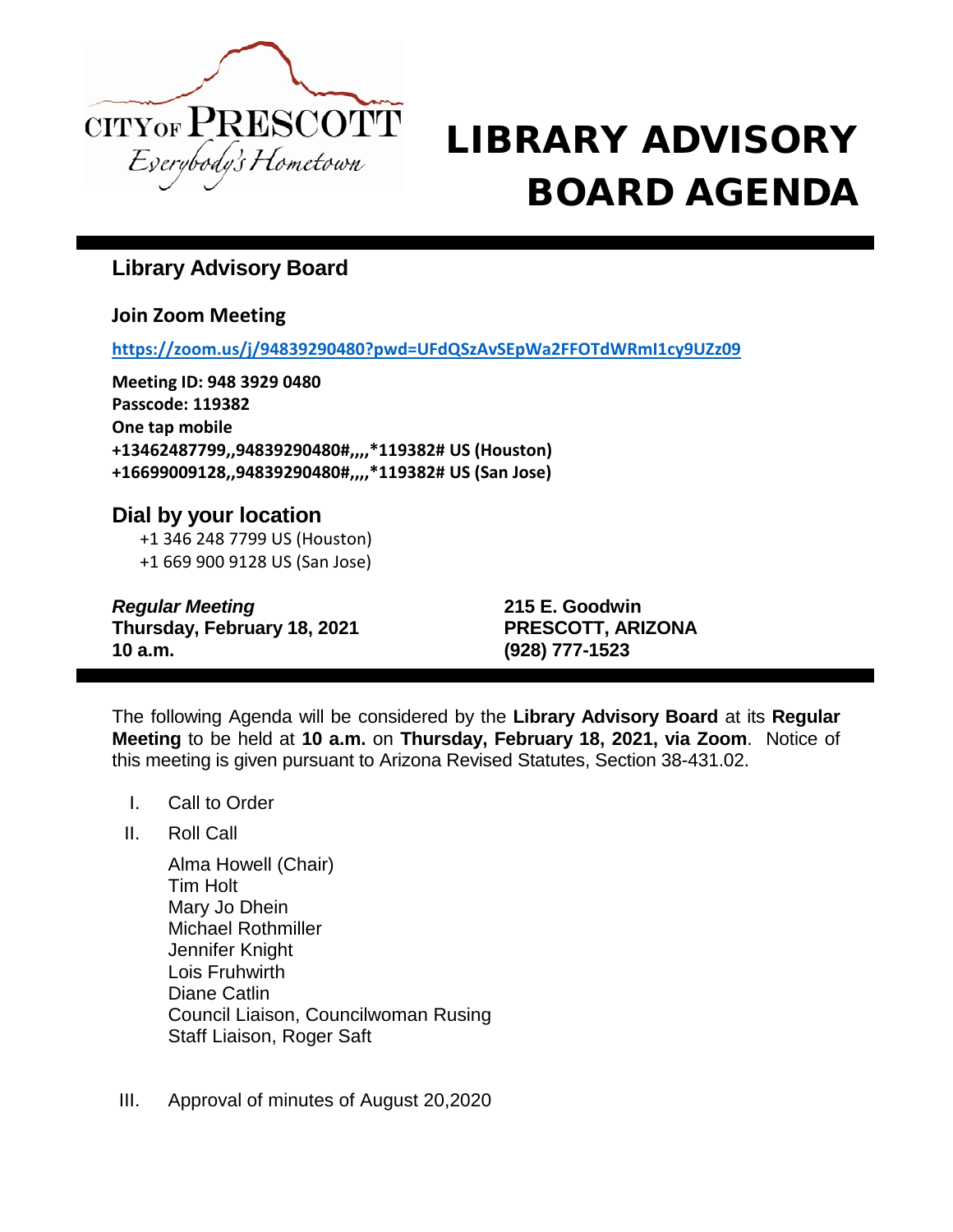CITY OF PRESCOTT
*Everybody's Hometown*

# LIBRARY ADVISORY BOARD AGENDA

## Library Advisory Board

### Join Zoom Meeting

**https://zoom.us/j/94839290480?pwd=UFdQSzAvSEpWa2FFOTdWRmI1cy9UZz09**

**Meeting ID: 948 3929 0480**
**Passcode: 119382**
**One tap mobile**
**+13462487799,,94839290480#,,,,*119382# US (Houston)**
**+16699009128,,94839290480#,,,,*119382# US (San Jose)**

## Dial by your location

+1 346 248 7799 US (Houston)
+1 669 900 9128 US (San Jose)

***Regular Meeting***
**Thursday, February 18, 2021**
**10 a.m.**

**215 E. Goodwin**
**PRESCOTT, ARIZONA**
**(928) 777-1523**

The following Agenda will be considered by the **Library Advisory Board** at its **Regular Meeting** to be held at **10 a.m.** on **Thursday, February 18, 2021, via Zoom**. Notice of this meeting is given pursuant to Arizona Revised Statutes, Section 38-431.02.

I. Call to Order

II. Roll Call

Alma Howell (Chair)
Tim Holt
Mary Jo Dhein
Michael Rothmiller
Jennifer Knight
Lois Fruhwirth
Diane Catlin
Council Liaison, Councilwoman Rusing
Staff Liaison, Roger Saft

III. Approval of minutes of August 20,2020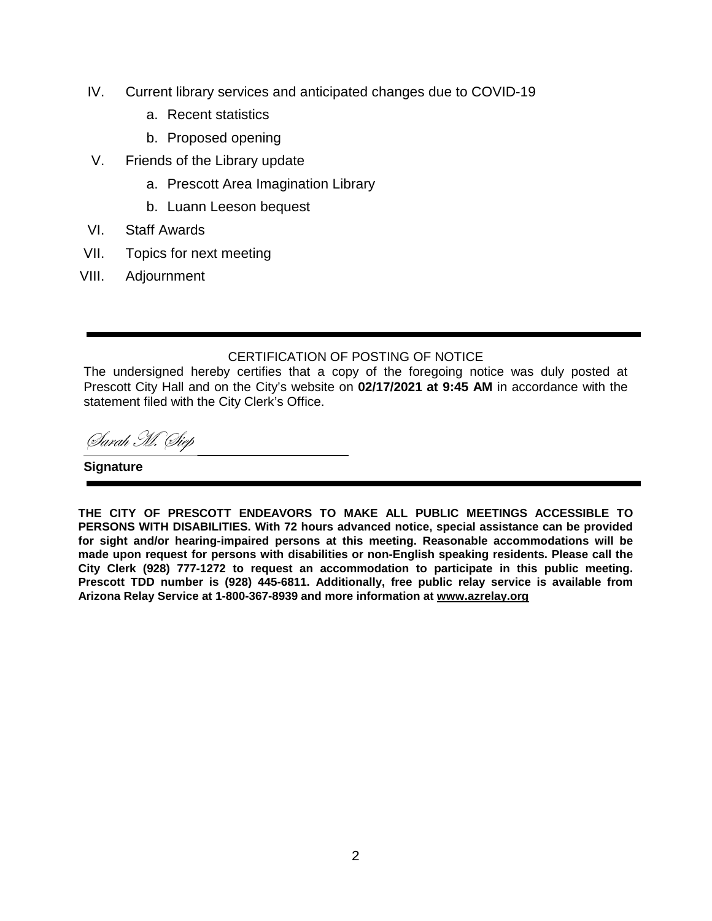IV. Current library services and anticipated changes due to COVID-19
   a. Recent statistics
   b. Proposed opening

V. Friends of the Library update
   a. Prescott Area Imagination Library
   b. Luann Leeson bequest

VI. Staff Awards

VII. Topics for next meeting

VIII. Adjournment

---

CERTIFICATION OF POSTING OF NOTICE

The undersigned hereby certifies that a copy of the foregoing notice was duly posted at Prescott City Hall and on the City's website on **02/17/2021 at 9:45 AM** in accordance with the statement filed with the City Clerk's Office.

*Sarah M. Siep*

**Signature**

---

**THE CITY OF PRESCOTT ENDEAVORS TO MAKE ALL PUBLIC MEETINGS ACCESSIBLE TO PERSONS WITH DISABILITIES. With 72 hours advanced notice, special assistance can be provided for sight and/or hearing-impaired persons at this meeting. Reasonable accommodations will be made upon request for persons with disabilities or non-English speaking residents. Please call the City Clerk (928) 777-1272 to request an accommodation to participate in this public meeting. Prescott TDD number is (928) 445-6811. Additionally, free public relay service is available from Arizona Relay Service at 1-800-367-8939 and more information at www.azrelay.org**